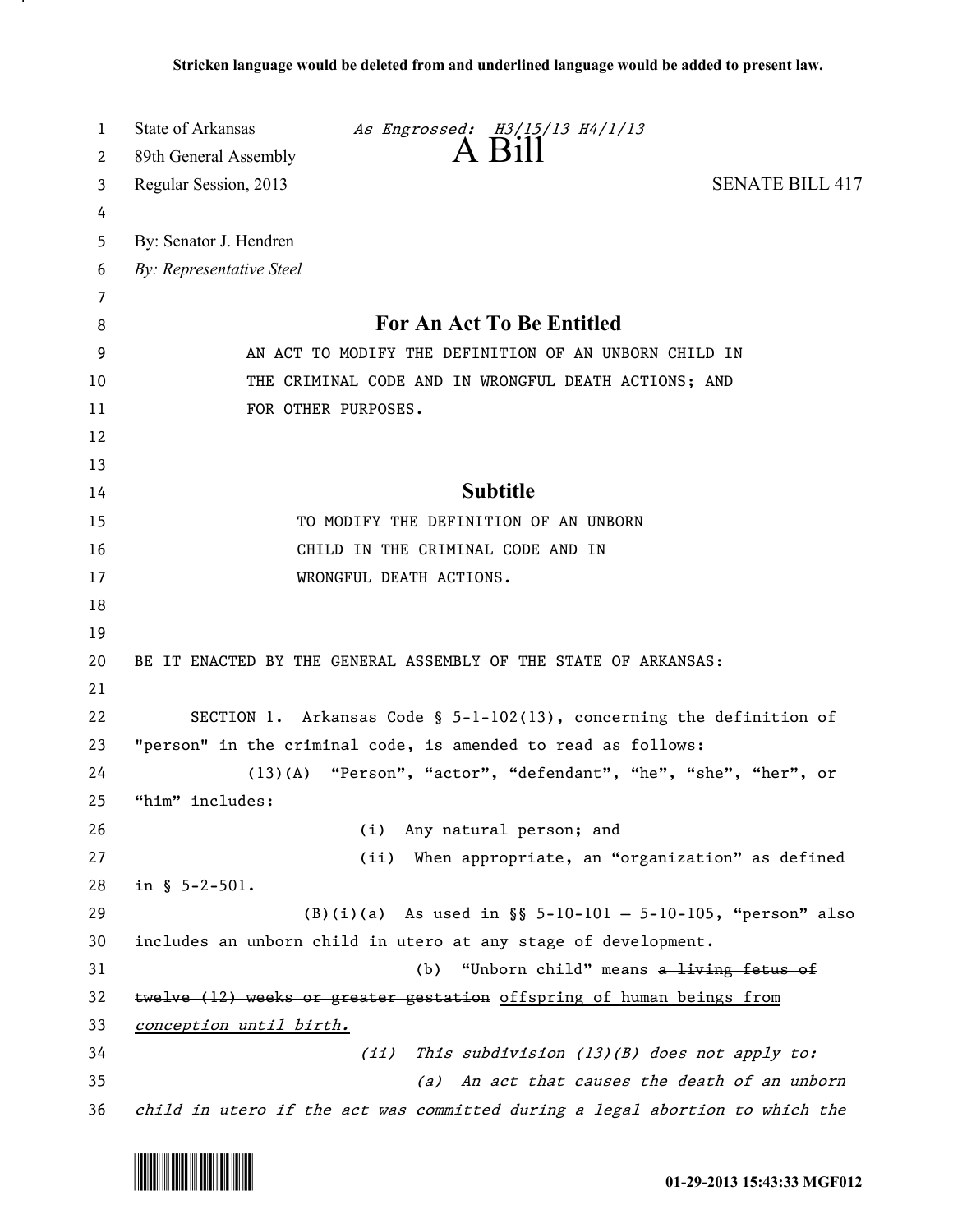**Stricken language would be deleted from and underlined language would be added to present law.**

State of Arkansas *As Engrossed: H3/15/13 H4/1/13*

89th General Assembly

# A Bill

Regular Session, 2013 SENATE BILL 417

By: Senator J. Hendren

*By: Representative Steel*

## For An Act To Be Entitled

AN ACT TO MODIFY THE DEFINITION OF AN UNBORN CHILD IN THE CRIMINAL CODE AND IN WRONGFUL DEATH ACTIONS; AND FOR OTHER PURPOSES.

## Subtitle

TO MODIFY THE DEFINITION OF AN UNBORN CHILD IN THE CRIMINAL CODE AND IN WRONGFUL DEATH ACTIONS.

BE IT ENACTED BY THE GENERAL ASSEMBLY OF THE STATE OF ARKANSAS:

SECTION 1. Arkansas Code § 5-1-102(13), concerning the definition of "person" in the criminal code, is amended to read as follows:

(13)(A) "Person", "actor", "defendant", "he", "she", "her", or "him" includes:

(i) Any natural person; and

(ii) When appropriate, an "organization" as defined in § 5-2-501.

(B)(i)(a) As used in §§ 5-10-101 — 5-10-105, "person" also includes an unborn child in utero at any stage of development.

(b) "Unborn child" means ~~a living fetus of twelve (12) weeks or greater gestation~~ <u>offspring of human beings from</u> <u>*conception until birth.*</u>

*(ii) This subdivision (13)(B) does not apply to:*

*(a) An act that causes the death of an unborn child in utero if the act was committed during a legal abortion to which the*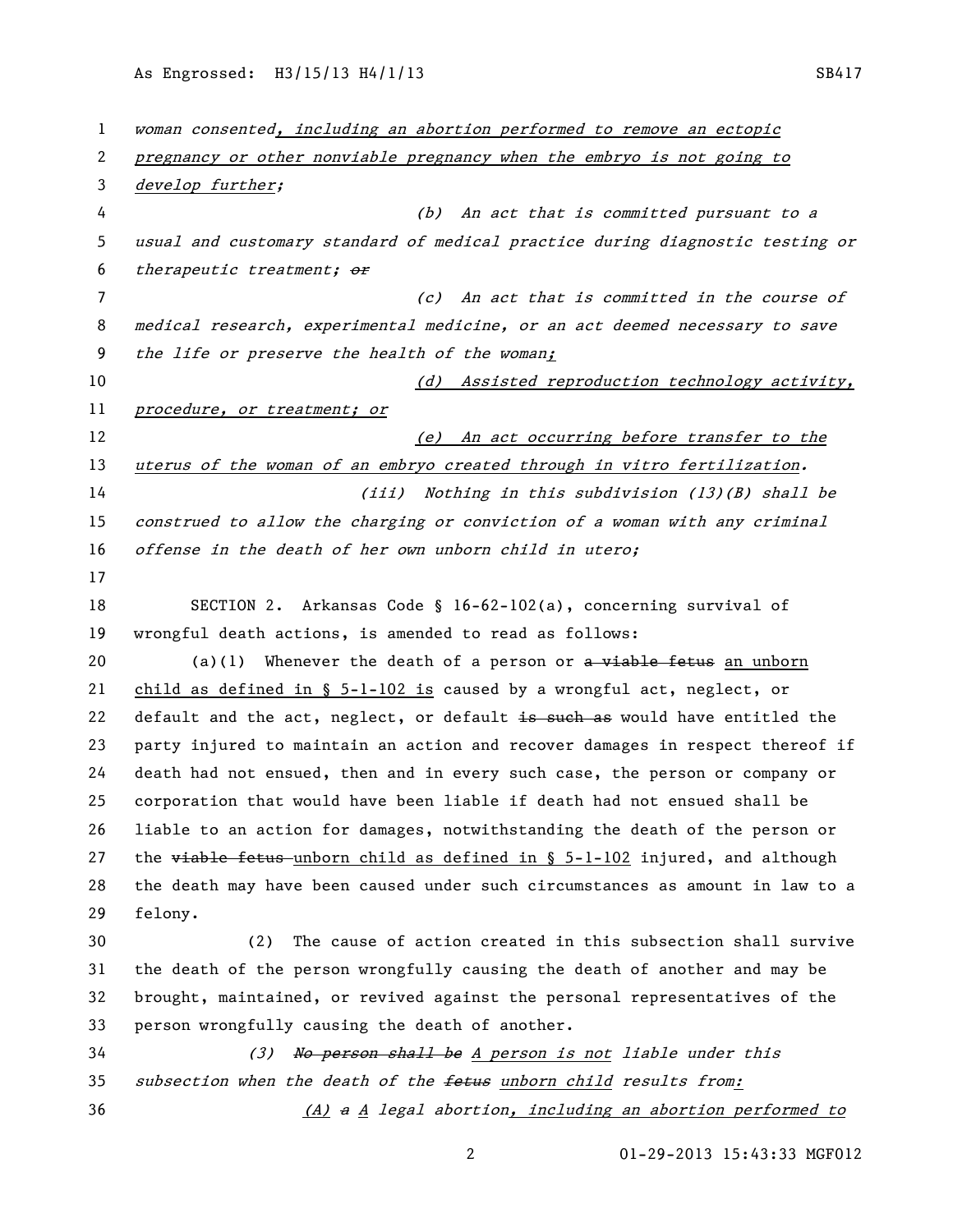*woman consented, including an abortion performed to remove an ectopic pregnancy or other nonviable pregnancy when the embryo is not going to develop further;*

*(b) An act that is committed pursuant to a usual and customary standard of medical practice during diagnostic testing or therapeutic treatment; ~~or~~*

*(c) An act that is committed in the course of medical research, experimental medicine, or an act deemed necessary to save the life or preserve the health of the woman;*

*(d) Assisted reproduction technology activity, procedure, or treatment; or*

*(e) An act occurring before transfer to the uterus of the woman of an embryo created through in vitro fertilization.*

*(iii) Nothing in this subdivision (13)(B) shall be construed to allow the charging or conviction of a woman with any criminal offense in the death of her own unborn child in utero;*

SECTION 2. Arkansas Code § 16-62-102(a), concerning survival of wrongful death actions, is amended to read as follows:

(a)(1) Whenever the death of a person or ~~a viable fetus~~ an unborn child as defined in § 5-1-102 is caused by a wrongful act, neglect, or default and the act, neglect, or default ~~is such as~~ would have entitled the party injured to maintain an action and recover damages in respect thereof if death had not ensued, then and in every such case, the person or company or corporation that would have been liable if death had not ensued shall be liable to an action for damages, notwithstanding the death of the person or the ~~viable fetus~~ unborn child as defined in § 5-1-102 injured, and although the death may have been caused under such circumstances as amount in law to a felony.

(2) The cause of action created in this subsection shall survive the death of the person wrongfully causing the death of another and may be brought, maintained, or revived against the personal representatives of the person wrongfully causing the death of another.

*(3) ~~No person shall be~~ A person is not liable under this subsection when the death of the ~~fetus~~ unborn child results from:*

*(A) ~~a~~ A legal abortion, including an abortion performed to*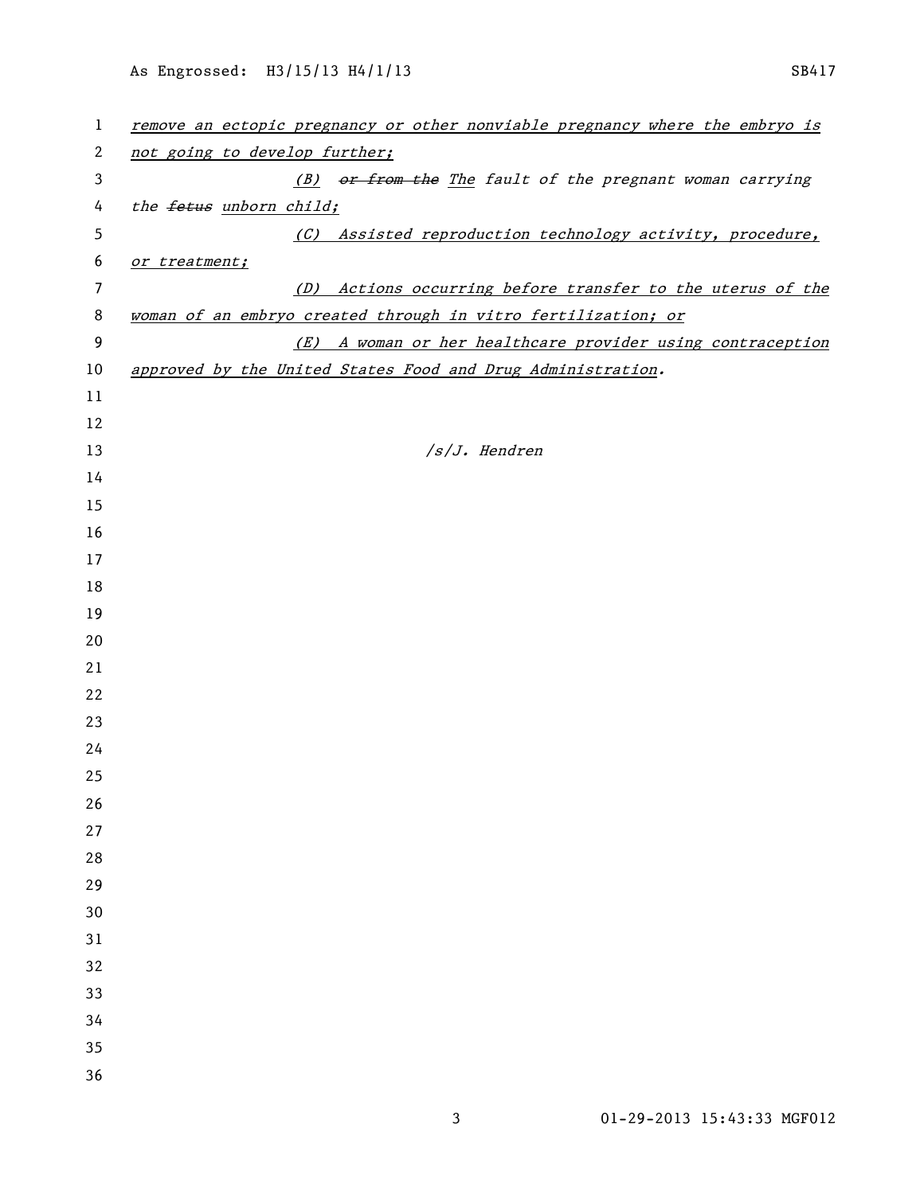*remove an ectopic pregnancy or other nonviable pregnancy where the embryo is not going to develop further;*

*(B) ~~or from the~~ The fault of the pregnant woman carrying the ~~fetus~~ unborn child;*

*(C) Assisted reproduction technology activity, procedure, or treatment;*

*(D) Actions occurring before transfer to the uterus of the woman of an embryo created through in vitro fertilization; or*

*(E) A woman or her healthcare provider using contraception approved by the United States Food and Drug Administration.*

*/s/J. Hendren*